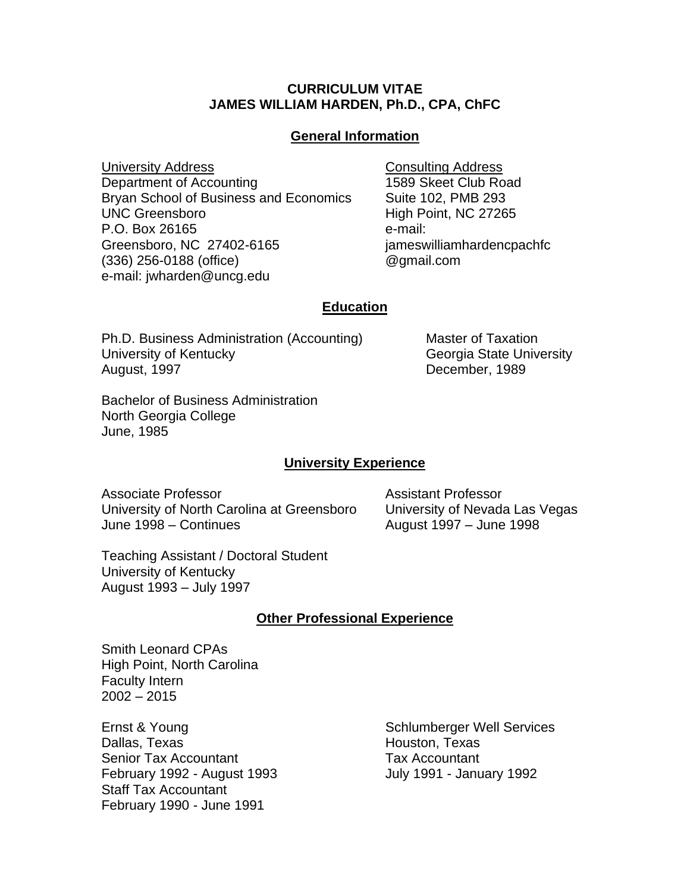# CURRICULUM VITAE
# JAMES WILLIAM HARDEN, Ph.D., CPA, ChFC

## General Information

University Address
Department of Accounting
Bryan School of Business and Economics
UNC Greensboro
P.O. Box 26165
Greensboro, NC 27402-6165
(336) 256-0188 (office)
e-mail: jwharden@uncg.edu

Consulting Address
1589 Skeet Club Road
Suite 102, PMB 293
High Point, NC 27265
e-mail:
jameswilliamhardencpachfc@gmail.com

## Education

Ph.D. Business Administration (Accounting)
University of Kentucky
August, 1997

Master of Taxation
Georgia State University
December, 1989

Bachelor of Business Administration
North Georgia College
June, 1985

## University Experience

Associate Professor
University of North Carolina at Greensboro
June 1998 – Continues

Assistant Professor
University of Nevada Las Vegas
August 1997 – June 1998

Teaching Assistant / Doctoral Student
University of Kentucky
August 1993 – July 1997

## Other Professional Experience

Smith Leonard CPAs
High Point, North Carolina
Faculty Intern
2002 – 2015

Ernst & Young
Dallas, Texas
Senior Tax Accountant
February 1992 - August 1993
Staff Tax Accountant
February 1990 - June 1991

Schlumberger Well Services
Houston, Texas
Tax Accountant
July 1991 - January 1992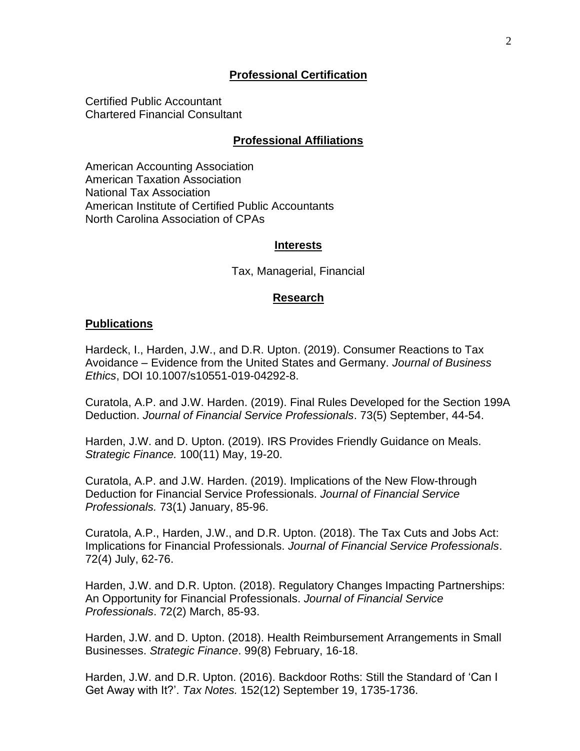## Professional Certification

Certified Public Accountant
Chartered Financial Consultant

## Professional Affiliations

American Accounting Association
American Taxation Association
National Tax Association
American Institute of Certified Public Accountants
North Carolina Association of CPAs

## Interests

Tax, Managerial, Financial

## Research

### Publications

Hardeck, I., Harden, J.W., and D.R. Upton. (2019). Consumer Reactions to Tax Avoidance – Evidence from the United States and Germany. *Journal of Business Ethics*, DOI 10.1007/s10551-019-04292-8.

Curatola, A.P. and J.W. Harden. (2019). Final Rules Developed for the Section 199A Deduction. *Journal of Financial Service Professionals*. 73(5) September, 44-54.

Harden, J.W. and D. Upton. (2019). IRS Provides Friendly Guidance on Meals. *Strategic Finance.* 100(11) May, 19-20.

Curatola, A.P. and J.W. Harden. (2019). Implications of the New Flow-through Deduction for Financial Service Professionals. *Journal of Financial Service Professionals.* 73(1) January, 85-96.

Curatola, A.P., Harden, J.W., and D.R. Upton. (2018). The Tax Cuts and Jobs Act: Implications for Financial Professionals. *Journal of Financial Service Professionals*. 72(4) July, 62-76.

Harden, J.W. and D.R. Upton. (2018). Regulatory Changes Impacting Partnerships: An Opportunity for Financial Professionals. *Journal of Financial Service Professionals*. 72(2) March, 85-93.

Harden, J.W. and D. Upton. (2018). Health Reimbursement Arrangements in Small Businesses. *Strategic Finance*. 99(8) February, 16-18.

Harden, J.W. and D.R. Upton. (2016). Backdoor Roths: Still the Standard of 'Can I Get Away with It?'. *Tax Notes.* 152(12) September 19, 1735-1736.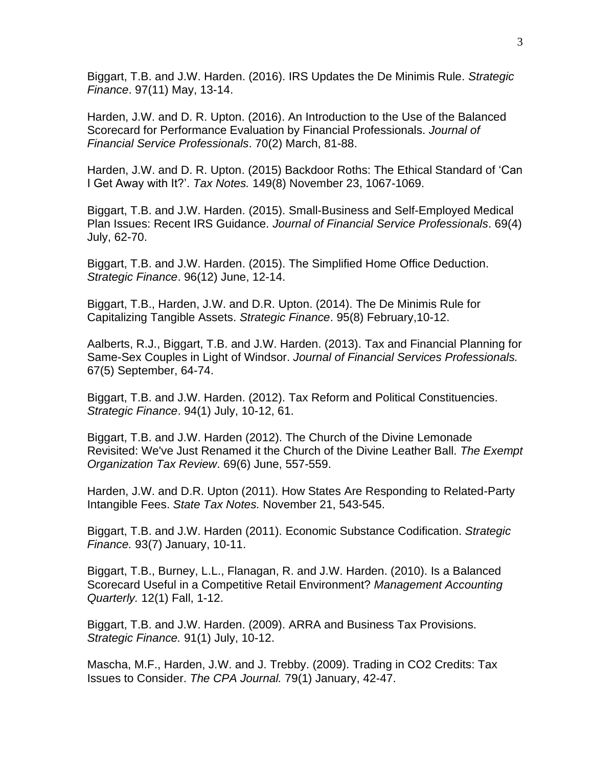Biggart, T.B. and J.W. Harden. (2016). IRS Updates the De Minimis Rule. *Strategic Finance*. 97(11) May, 13-14.

Harden, J.W. and D. R. Upton. (2016). An Introduction to the Use of the Balanced Scorecard for Performance Evaluation by Financial Professionals. *Journal of Financial Service Professionals*. 70(2) March, 81-88.

Harden, J.W. and D. R. Upton. (2015) Backdoor Roths: The Ethical Standard of 'Can I Get Away with It?'. *Tax Notes.* 149(8) November 23, 1067-1069.

Biggart, T.B. and J.W. Harden. (2015). Small-Business and Self-Employed Medical Plan Issues: Recent IRS Guidance. *Journal of Financial Service Professionals*. 69(4) July, 62-70.

Biggart, T.B. and J.W. Harden. (2015). The Simplified Home Office Deduction. *Strategic Finance*. 96(12) June, 12-14.

Biggart, T.B., Harden, J.W. and D.R. Upton. (2014). The De Minimis Rule for Capitalizing Tangible Assets. *Strategic Finance*. 95(8) February,10-12.

Aalberts, R.J., Biggart, T.B. and J.W. Harden. (2013). Tax and Financial Planning for Same-Sex Couples in Light of Windsor. *Journal of Financial Services Professionals.* 67(5) September, 64-74.

Biggart, T.B. and J.W. Harden. (2012). Tax Reform and Political Constituencies. *Strategic Finance*. 94(1) July, 10-12, 61.

Biggart, T.B. and J.W. Harden (2012). The Church of the Divine Lemonade Revisited: We've Just Renamed it the Church of the Divine Leather Ball. *The Exempt Organization Tax Review*. 69(6) June, 557-559.

Harden, J.W. and D.R. Upton (2011). How States Are Responding to Related-Party Intangible Fees. *State Tax Notes.* November 21, 543-545.

Biggart, T.B. and J.W. Harden (2011). Economic Substance Codification. *Strategic Finance.* 93(7) January, 10-11.

Biggart, T.B., Burney, L.L., Flanagan, R. and J.W. Harden. (2010). Is a Balanced Scorecard Useful in a Competitive Retail Environment? *Management Accounting Quarterly.* 12(1) Fall, 1-12.

Biggart, T.B. and J.W. Harden. (2009). ARRA and Business Tax Provisions. *Strategic Finance.* 91(1) July, 10-12.

Mascha, M.F., Harden, J.W. and J. Trebby. (2009). Trading in CO2 Credits: Tax Issues to Consider. *The CPA Journal.* 79(1) January, 42-47.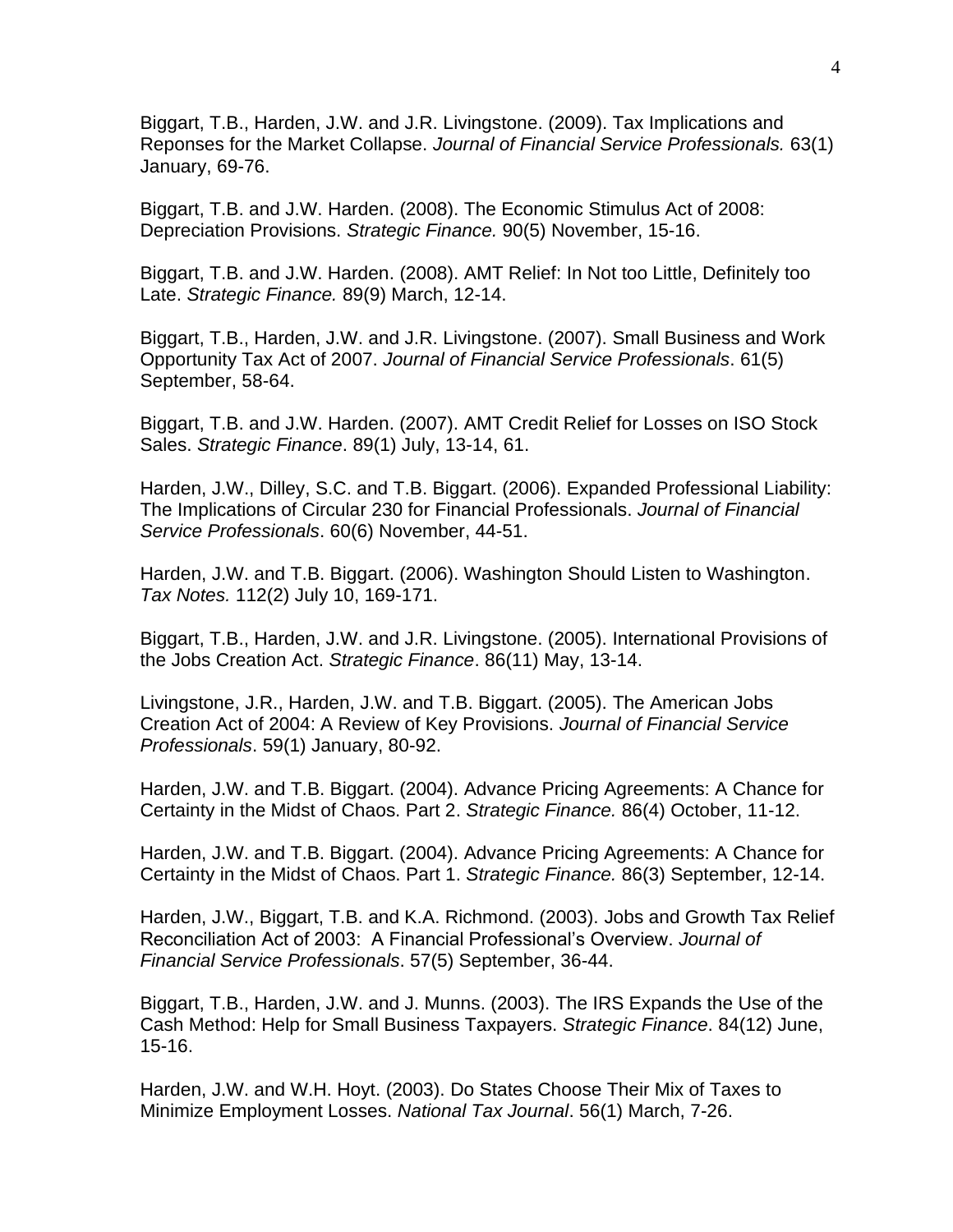Biggart, T.B., Harden, J.W. and J.R. Livingstone. (2009). Tax Implications and Reponses for the Market Collapse. *Journal of Financial Service Professionals.* 63(1) January, 69-76.

Biggart, T.B. and J.W. Harden. (2008). The Economic Stimulus Act of 2008: Depreciation Provisions. *Strategic Finance.* 90(5) November, 15-16.

Biggart, T.B. and J.W. Harden. (2008). AMT Relief: In Not too Little, Definitely too Late. *Strategic Finance.* 89(9) March, 12-14.

Biggart, T.B., Harden, J.W. and J.R. Livingstone. (2007). Small Business and Work Opportunity Tax Act of 2007. *Journal of Financial Service Professionals*. 61(5) September, 58-64.

Biggart, T.B. and J.W. Harden. (2007). AMT Credit Relief for Losses on ISO Stock Sales. *Strategic Finance*. 89(1) July, 13-14, 61.

Harden, J.W., Dilley, S.C. and T.B. Biggart. (2006). Expanded Professional Liability: The Implications of Circular 230 for Financial Professionals. *Journal of Financial Service Professionals*. 60(6) November, 44-51.

Harden, J.W. and T.B. Biggart. (2006). Washington Should Listen to Washington. *Tax Notes.* 112(2) July 10, 169-171.

Biggart, T.B., Harden, J.W. and J.R. Livingstone. (2005). International Provisions of the Jobs Creation Act. *Strategic Finance*. 86(11) May, 13-14.

Livingstone, J.R., Harden, J.W. and T.B. Biggart. (2005). The American Jobs Creation Act of 2004: A Review of Key Provisions. *Journal of Financial Service Professionals*. 59(1) January, 80-92.

Harden, J.W. and T.B. Biggart. (2004). Advance Pricing Agreements: A Chance for Certainty in the Midst of Chaos. Part 2. *Strategic Finance.* 86(4) October, 11-12.

Harden, J.W. and T.B. Biggart. (2004). Advance Pricing Agreements: A Chance for Certainty in the Midst of Chaos. Part 1. *Strategic Finance.* 86(3) September, 12-14.

Harden, J.W., Biggart, T.B. and K.A. Richmond. (2003). Jobs and Growth Tax Relief Reconciliation Act of 2003: A Financial Professional's Overview. *Journal of Financial Service Professionals*. 57(5) September, 36-44.

Biggart, T.B., Harden, J.W. and J. Munns. (2003). The IRS Expands the Use of the Cash Method: Help for Small Business Taxpayers. *Strategic Finance*. 84(12) June, 15-16.

Harden, J.W. and W.H. Hoyt. (2003). Do States Choose Their Mix of Taxes to Minimize Employment Losses. *National Tax Journal*. 56(1) March, 7-26.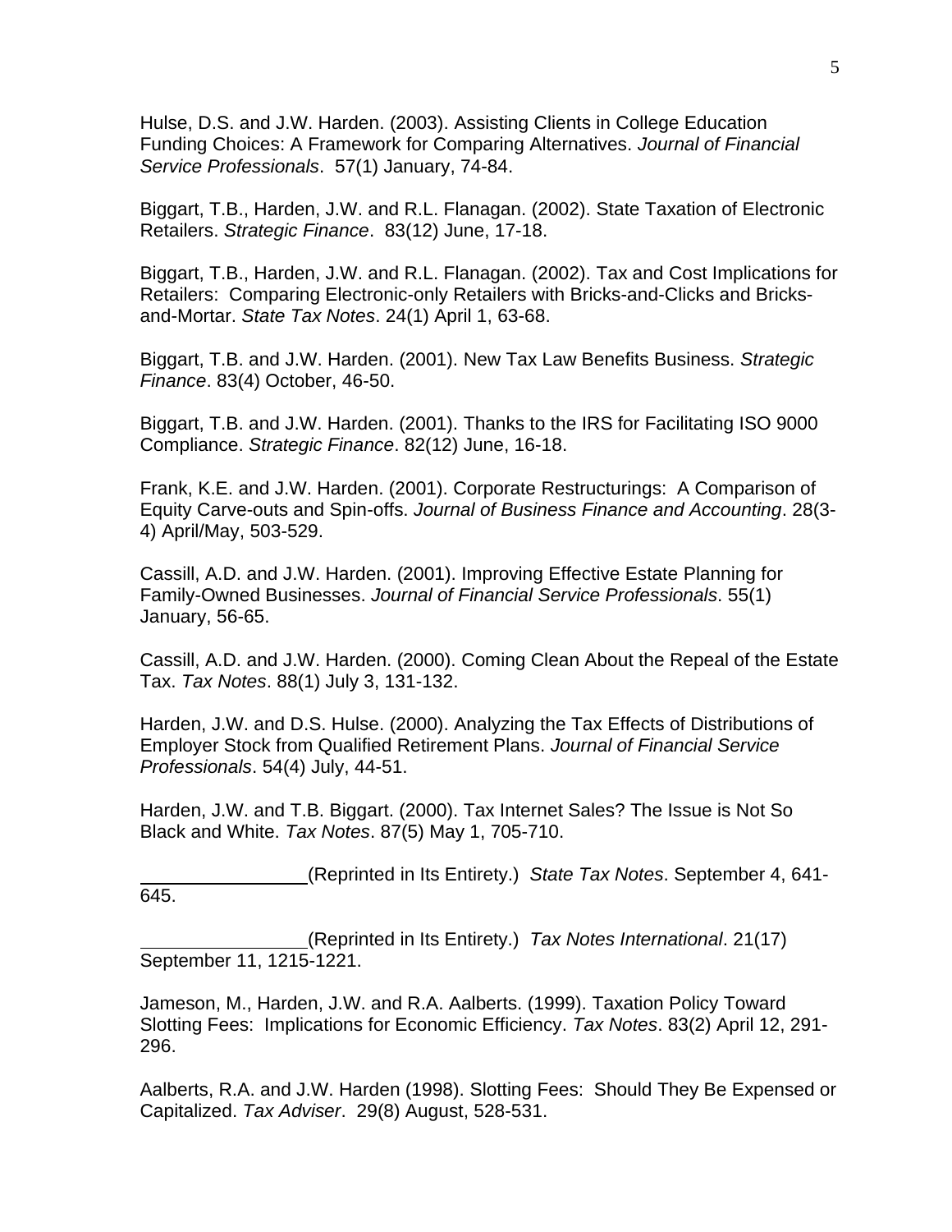Hulse, D.S. and J.W. Harden. (2003). Assisting Clients in College Education Funding Choices: A Framework for Comparing Alternatives. *Journal of Financial Service Professionals*. 57(1) January, 74-84.

Biggart, T.B., Harden, J.W. and R.L. Flanagan. (2002). State Taxation of Electronic Retailers. *Strategic Finance*. 83(12) June, 17-18.

Biggart, T.B., Harden, J.W. and R.L. Flanagan. (2002). Tax and Cost Implications for Retailers: Comparing Electronic-only Retailers with Bricks-and-Clicks and Bricks-and-Mortar. *State Tax Notes*. 24(1) April 1, 63-68.

Biggart, T.B. and J.W. Harden. (2001). New Tax Law Benefits Business. *Strategic Finance*. 83(4) October, 46-50.

Biggart, T.B. and J.W. Harden. (2001). Thanks to the IRS for Facilitating ISO 9000 Compliance. *Strategic Finance*. 82(12) June, 16-18.

Frank, K.E. and J.W. Harden. (2001). Corporate Restructurings: A Comparison of Equity Carve-outs and Spin-offs. *Journal of Business Finance and Accounting*. 28(3-4) April/May, 503-529.

Cassill, A.D. and J.W. Harden. (2001). Improving Effective Estate Planning for Family-Owned Businesses. *Journal of Financial Service Professionals*. 55(1) January, 56-65.

Cassill, A.D. and J.W. Harden. (2000). Coming Clean About the Repeal of the Estate Tax. *Tax Notes*. 88(1) July 3, 131-132.

Harden, J.W. and D.S. Hulse. (2000). Analyzing the Tax Effects of Distributions of Employer Stock from Qualified Retirement Plans. *Journal of Financial Service Professionals*. 54(4) July, 44-51.

Harden, J.W. and T.B. Biggart. (2000). Tax Internet Sales? The Issue is Not So Black and White. *Tax Notes*. 87(5) May 1, 705-710.

________________ (Reprinted in Its Entirety.) *State Tax Notes*. September 4, 641-645.

________________ (Reprinted in Its Entirety.) *Tax Notes International*. 21(17) September 11, 1215-1221.

Jameson, M., Harden, J.W. and R.A. Aalberts. (1999). Taxation Policy Toward Slotting Fees: Implications for Economic Efficiency. *Tax Notes*. 83(2) April 12, 291-296.

Aalberts, R.A. and J.W. Harden (1998). Slotting Fees: Should They Be Expensed or Capitalized. *Tax Adviser*. 29(8) August, 528-531.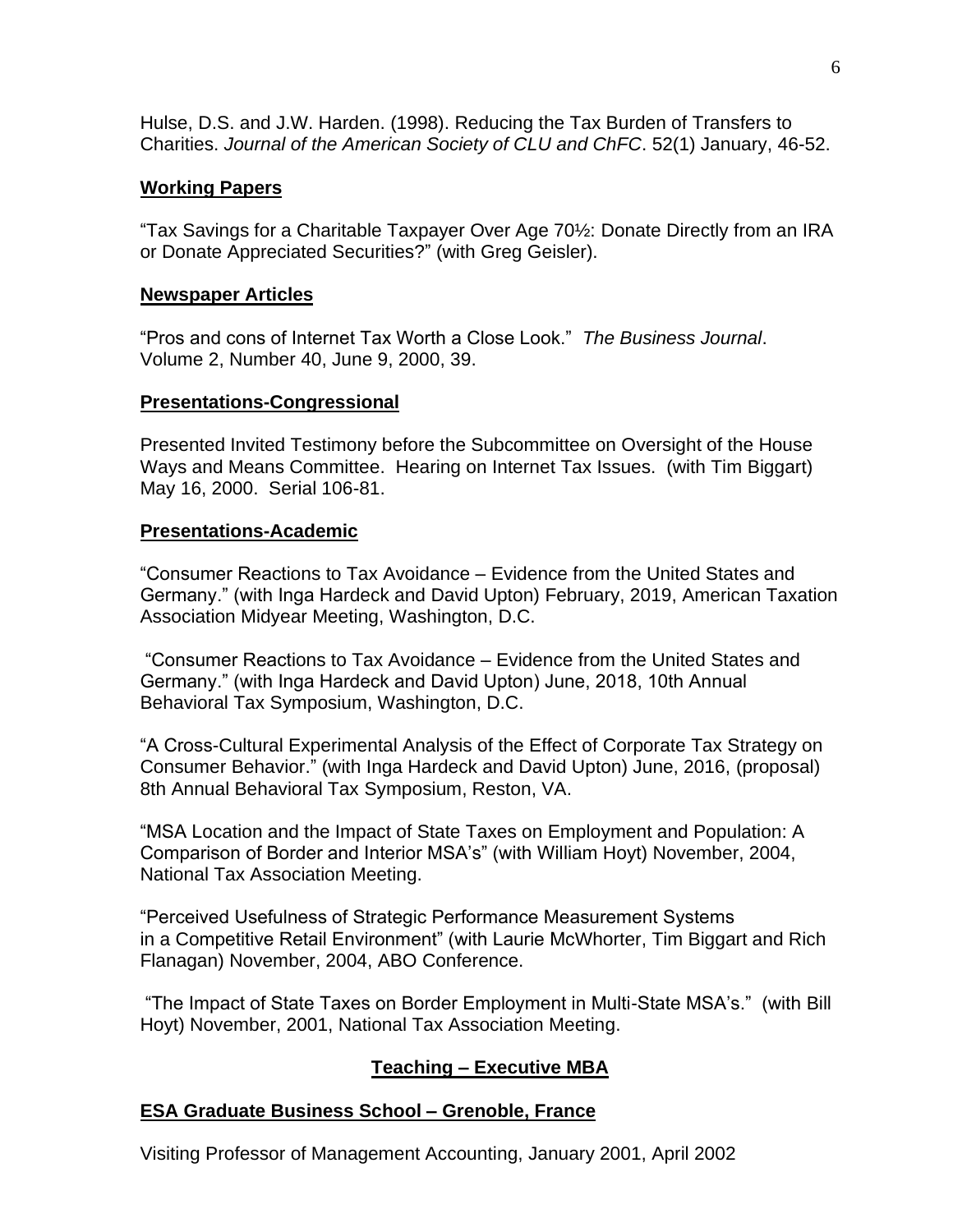Hulse, D.S. and J.W. Harden. (1998). Reducing the Tax Burden of Transfers to Charities. *Journal of the American Society of CLU and ChFC*. 52(1) January, 46-52.

## Working Papers

"Tax Savings for a Charitable Taxpayer Over Age 70½: Donate Directly from an IRA or Donate Appreciated Securities?" (with Greg Geisler).

## Newspaper Articles

"Pros and cons of Internet Tax Worth a Close Look." *The Business Journal*. Volume 2, Number 40, June 9, 2000, 39.

## Presentations-Congressional

Presented Invited Testimony before the Subcommittee on Oversight of the House Ways and Means Committee. Hearing on Internet Tax Issues. (with Tim Biggart) May 16, 2000. Serial 106-81.

## Presentations-Academic

"Consumer Reactions to Tax Avoidance – Evidence from the United States and Germany." (with Inga Hardeck and David Upton) February, 2019, American Taxation Association Midyear Meeting, Washington, D.C.

"Consumer Reactions to Tax Avoidance – Evidence from the United States and Germany." (with Inga Hardeck and David Upton) June, 2018, 10th Annual Behavioral Tax Symposium, Washington, D.C.

"A Cross-Cultural Experimental Analysis of the Effect of Corporate Tax Strategy on Consumer Behavior." (with Inga Hardeck and David Upton) June, 2016, (proposal) 8th Annual Behavioral Tax Symposium, Reston, VA.

"MSA Location and the Impact of State Taxes on Employment and Population: A Comparison of Border and Interior MSA's" (with William Hoyt) November, 2004, National Tax Association Meeting.

"Perceived Usefulness of Strategic Performance Measurement Systems in a Competitive Retail Environment" (with Laurie McWhorter, Tim Biggart and Rich Flanagan) November, 2004, ABO Conference.

"The Impact of State Taxes on Border Employment in Multi-State MSA's." (with Bill Hoyt) November, 2001, National Tax Association Meeting.

## Teaching – Executive MBA

## ESA Graduate Business School – Grenoble, France

Visiting Professor of Management Accounting, January 2001, April 2002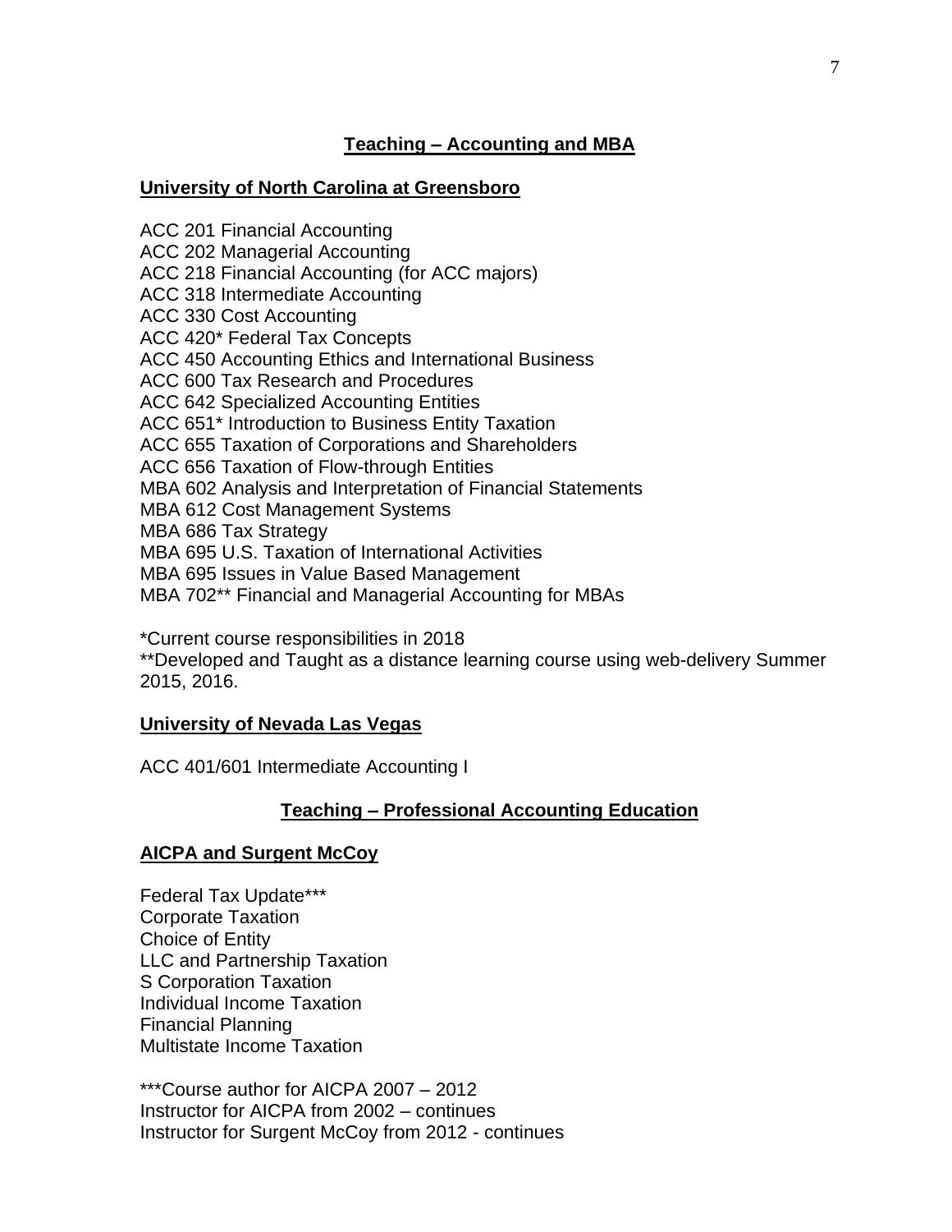## Teaching – Accounting and MBA

### University of North Carolina at Greensboro

ACC 201 Financial Accounting
ACC 202 Managerial Accounting
ACC 218 Financial Accounting (for ACC majors)
ACC 318 Intermediate Accounting
ACC 330 Cost Accounting
ACC 420* Federal Tax Concepts
ACC 450 Accounting Ethics and International Business
ACC 600 Tax Research and Procedures
ACC 642 Specialized Accounting Entities
ACC 651* Introduction to Business Entity Taxation
ACC 655 Taxation of Corporations and Shareholders
ACC 656 Taxation of Flow-through Entities
MBA 602 Analysis and Interpretation of Financial Statements
MBA 612 Cost Management Systems
MBA 686 Tax Strategy
MBA 695 U.S. Taxation of International Activities
MBA 695 Issues in Value Based Management
MBA 702** Financial and Managerial Accounting for MBAs

*Current course responsibilities in 2018
**Developed and Taught as a distance learning course using web-delivery Summer 2015, 2016.

### University of Nevada Las Vegas

ACC 401/601 Intermediate Accounting I

## Teaching – Professional Accounting Education

### AICPA and Surgent McCoy

Federal Tax Update***
Corporate Taxation
Choice of Entity
LLC and Partnership Taxation
S Corporation Taxation
Individual Income Taxation
Financial Planning
Multistate Income Taxation

***Course author for AICPA 2007 – 2012
Instructor for AICPA from 2002 – continues
Instructor for Surgent McCoy from 2012 - continues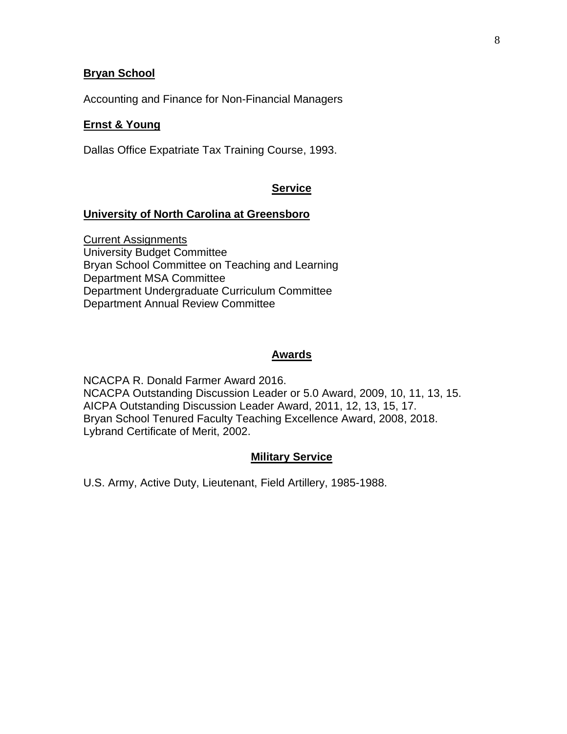**Bryan School**

Accounting and Finance for Non-Financial Managers

**Ernst & Young**

Dallas Office Expatriate Tax Training Course, 1993.

## Service

**University of North Carolina at Greensboro**

Current Assignments
University Budget Committee
Bryan School Committee on Teaching and Learning
Department MSA Committee
Department Undergraduate Curriculum Committee
Department Annual Review Committee

## Awards

NCACPA R. Donald Farmer Award 2016.
NCACPA Outstanding Discussion Leader or 5.0 Award, 2009, 10, 11, 13, 15.
AICPA Outstanding Discussion Leader Award, 2011, 12, 13, 15, 17.
Bryan School Tenured Faculty Teaching Excellence Award, 2008, 2018.
Lybrand Certificate of Merit, 2002.

## Military Service

U.S. Army, Active Duty, Lieutenant, Field Artillery, 1985-1988.